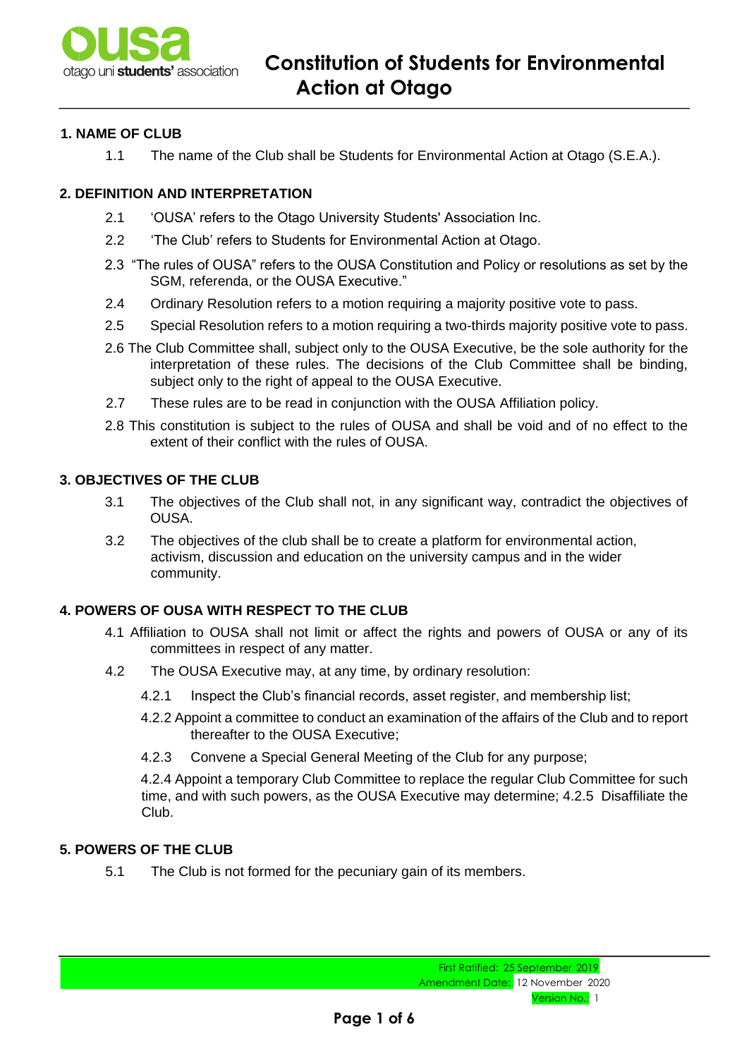# Constitution of Students for Environmental Action at Otago

## 1. NAME OF CLUB

1.1 The name of the Club shall be Students for Environmental Action at Otago (S.E.A.).

## 2. DEFINITION AND INTERPRETATION

2.1 'OUSA' refers to the Otago University Students' Association Inc.

2.2 'The Club' refers to Students for Environmental Action at Otago.

2.3 "The rules of OUSA" refers to the OUSA Constitution and Policy or resolutions as set by the SGM, referenda, or the OUSA Executive."

2.4 Ordinary Resolution refers to a motion requiring a majority positive vote to pass.

2.5 Special Resolution refers to a motion requiring a two-thirds majority positive vote to pass.

2.6 The Club Committee shall, subject only to the OUSA Executive, be the sole authority for the interpretation of these rules. The decisions of the Club Committee shall be binding, subject only to the right of appeal to the OUSA Executive.

2.7 These rules are to be read in conjunction with the OUSA Affiliation policy.

2.8 This constitution is subject to the rules of OUSA and shall be void and of no effect to the extent of their conflict with the rules of OUSA.

## 3. OBJECTIVES OF THE CLUB

3.1 The objectives of the Club shall not, in any significant way, contradict the objectives of OUSA.

3.2 The objectives of the club shall be to create a platform for environmental action, activism, discussion and education on the university campus and in the wider community.

## 4. POWERS OF OUSA WITH RESPECT TO THE CLUB

4.1 Affiliation to OUSA shall not limit or affect the rights and powers of OUSA or any of its committees in respect of any matter.

4.2 The OUSA Executive may, at any time, by ordinary resolution:

4.2.1 Inspect the Club's financial records, asset register, and membership list;

4.2.2 Appoint a committee to conduct an examination of the affairs of the Club and to report thereafter to the OUSA Executive;

4.2.3 Convene a Special General Meeting of the Club for any purpose;

4.2.4 Appoint a temporary Club Committee to replace the regular Club Committee for such time, and with such powers, as the OUSA Executive may determine; 4.2.5 Disaffiliate the Club.

## 5. POWERS OF THE CLUB

5.1 The Club is not formed for the pecuniary gain of its members.

First Ratified: 25 September 2019
Amendment Date: 12 November 2020
Version No.: 1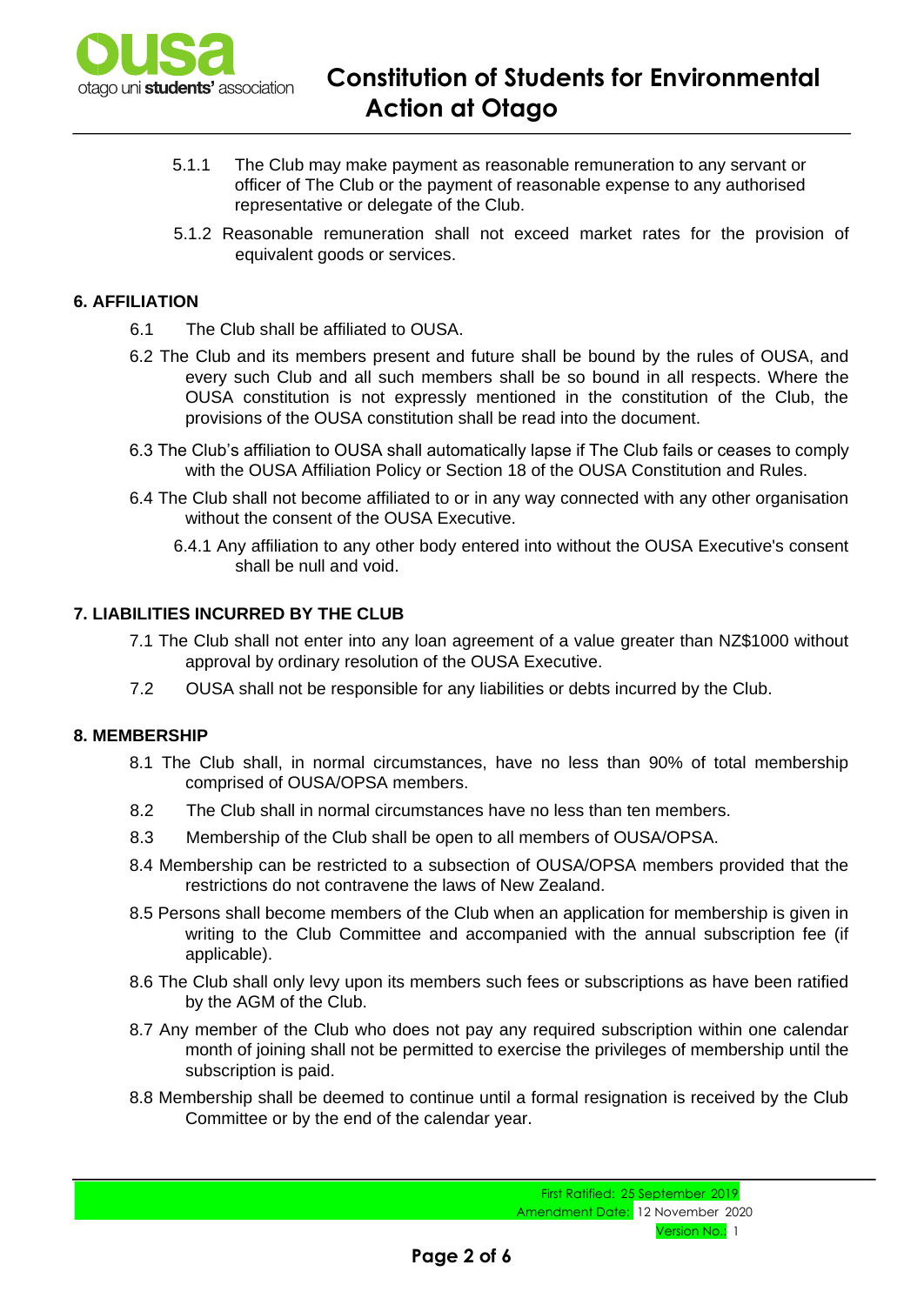5.1.1 The Club may make payment as reasonable remuneration to any servant or officer of The Club or the payment of reasonable expense to any authorised representative or delegate of the Club.

5.1.2 Reasonable remuneration shall not exceed market rates for the provision of equivalent goods or services.

### 6. AFFILIATION

6.1 The Club shall be affiliated to OUSA.

6.2 The Club and its members present and future shall be bound by the rules of OUSA, and every such Club and all such members shall be so bound in all respects. Where the OUSA constitution is not expressly mentioned in the constitution of the Club, the provisions of the OUSA constitution shall be read into the document.

6.3 The Club's affiliation to OUSA shall automatically lapse if The Club fails or ceases to comply with the OUSA Affiliation Policy or Section 18 of the OUSA Constitution and Rules.

6.4 The Club shall not become affiliated to or in any way connected with any other organisation without the consent of the OUSA Executive.

6.4.1 Any affiliation to any other body entered into without the OUSA Executive's consent shall be null and void.

### 7. LIABILITIES INCURRED BY THE CLUB

7.1 The Club shall not enter into any loan agreement of a value greater than NZ$1000 without approval by ordinary resolution of the OUSA Executive.

7.2 OUSA shall not be responsible for any liabilities or debts incurred by the Club.

### 8. MEMBERSHIP

8.1 The Club shall, in normal circumstances, have no less than 90% of total membership comprised of OUSA/OPSA members.

8.2 The Club shall in normal circumstances have no less than ten members.

8.3 Membership of the Club shall be open to all members of OUSA/OPSA.

8.4 Membership can be restricted to a subsection of OUSA/OPSA members provided that the restrictions do not contravene the laws of New Zealand.

8.5 Persons shall become members of the Club when an application for membership is given in writing to the Club Committee and accompanied with the annual subscription fee (if applicable).

8.6 The Club shall only levy upon its members such fees or subscriptions as have been ratified by the AGM of the Club.

8.7 Any member of the Club who does not pay any required subscription within one calendar month of joining shall not be permitted to exercise the privileges of membership until the subscription is paid.

8.8 Membership shall be deemed to continue until a formal resignation is received by the Club Committee or by the end of the calendar year.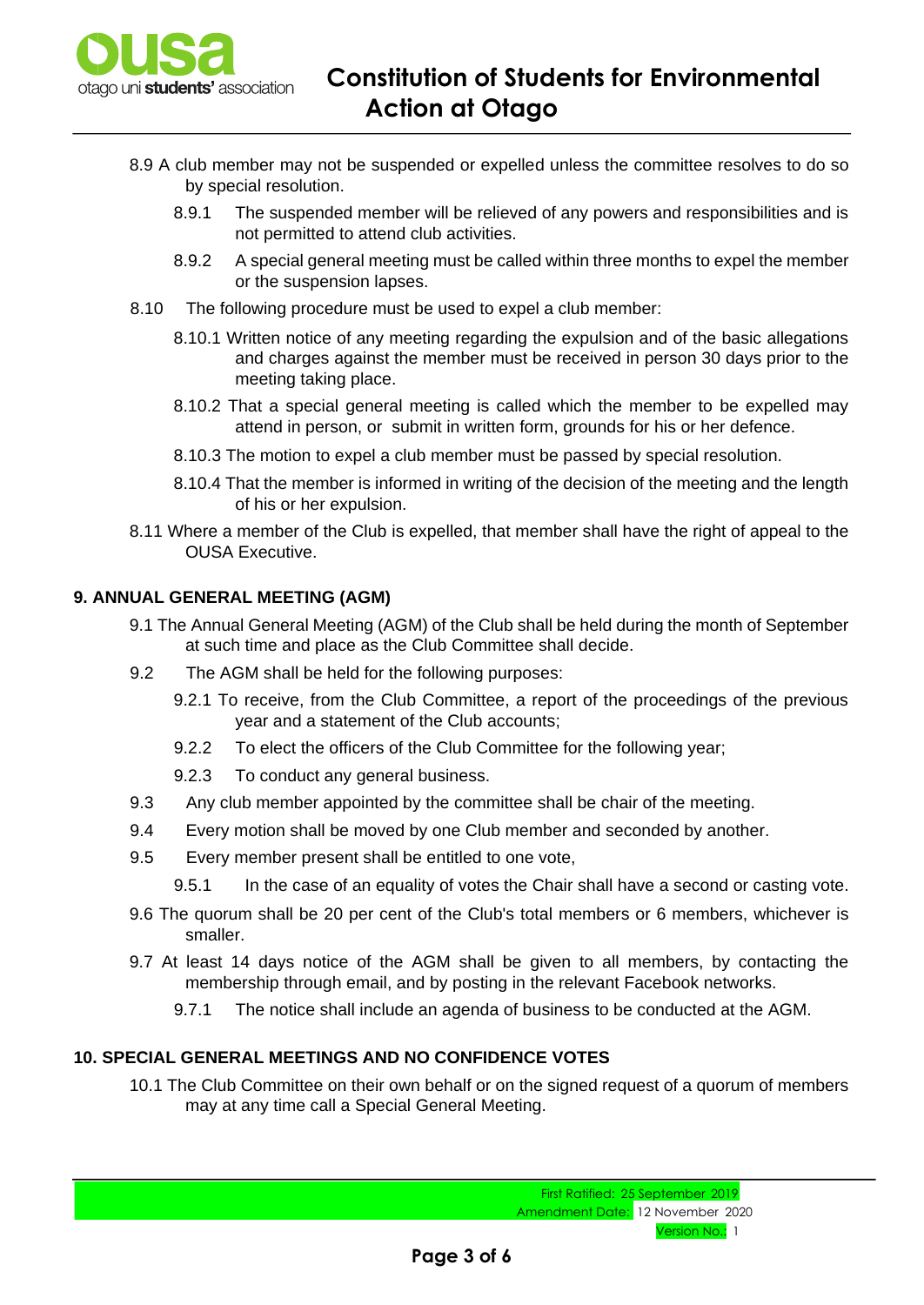8.9 A club member may not be suspended or expelled unless the committee resolves to do so by special resolution.

- 8.9.1 The suspended member will be relieved of any powers and responsibilities and is not permitted to attend club activities.
- 8.9.2 A special general meeting must be called within three months to expel the member or the suspension lapses.

8.10 The following procedure must be used to expel a club member:

- 8.10.1 Written notice of any meeting regarding the expulsion and of the basic allegations and charges against the member must be received in person 30 days prior to the meeting taking place.
- 8.10.2 That a special general meeting is called which the member to be expelled may attend in person, or submit in written form, grounds for his or her defence.
- 8.10.3 The motion to expel a club member must be passed by special resolution.
- 8.10.4 That the member is informed in writing of the decision of the meeting and the length of his or her expulsion.

8.11 Where a member of the Club is expelled, that member shall have the right of appeal to the OUSA Executive.

## 9. ANNUAL GENERAL MEETING (AGM)

9.1 The Annual General Meeting (AGM) of the Club shall be held during the month of September at such time and place as the Club Committee shall decide.

9.2 The AGM shall be held for the following purposes:

- 9.2.1 To receive, from the Club Committee, a report of the proceedings of the previous year and a statement of the Club accounts;
- 9.2.2 To elect the officers of the Club Committee for the following year;
- 9.2.3 To conduct any general business.

9.3 Any club member appointed by the committee shall be chair of the meeting.

9.4 Every motion shall be moved by one Club member and seconded by another.

9.5 Every member present shall be entitled to one vote,

- 9.5.1 In the case of an equality of votes the Chair shall have a second or casting vote.

9.6 The quorum shall be 20 per cent of the Club's total members or 6 members, whichever is smaller.

9.7 At least 14 days notice of the AGM shall be given to all members, by contacting the membership through email, and by posting in the relevant Facebook networks.

- 9.7.1 The notice shall include an agenda of business to be conducted at the AGM.

## 10. SPECIAL GENERAL MEETINGS AND NO CONFIDENCE VOTES

10.1 The Club Committee on their own behalf or on the signed request of a quorum of members may at any time call a Special General Meeting.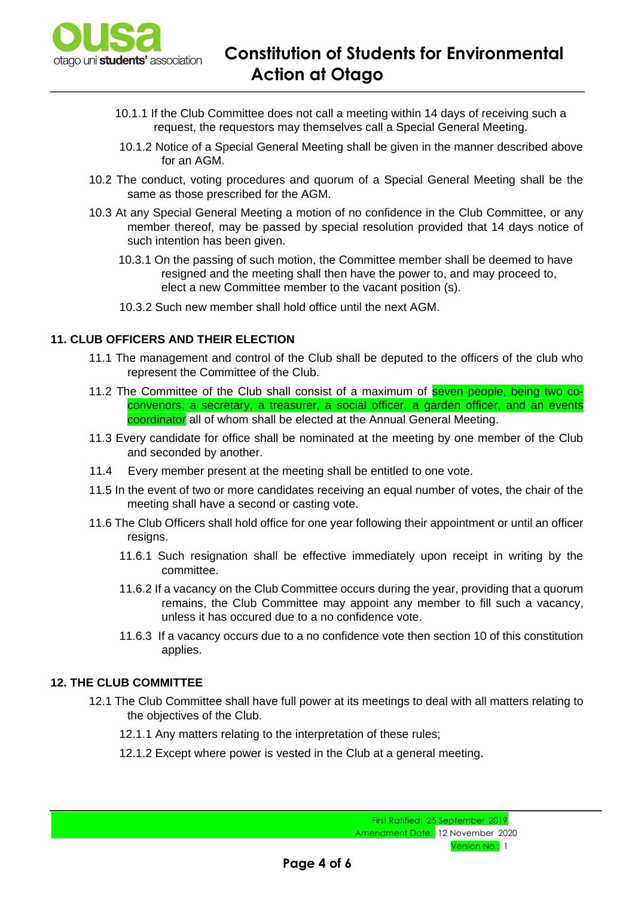10.1.1 If the Club Committee does not call a meeting within 14 days of receiving such a request, the requestors may themselves call a Special General Meeting.

10.1.2 Notice of a Special General Meeting shall be given in the manner described above for an AGM.

10.2 The conduct, voting procedures and quorum of a Special General Meeting shall be the same as those prescribed for the AGM.

10.3 At any Special General Meeting a motion of no confidence in the Club Committee, or any member thereof, may be passed by special resolution provided that 14 days notice of such intention has been given.

10.3.1 On the passing of such motion, the Committee member shall be deemed to have resigned and the meeting shall then have the power to, and may proceed to, elect a new Committee member to the vacant position (s).

10.3.2 Such new member shall hold office until the next AGM.

## 11. CLUB OFFICERS AND THEIR ELECTION

11.1 The management and control of the Club shall be deputed to the officers of the club who represent the Committee of the Club.

11.2 The Committee of the Club shall consist of a maximum of seven people, being two co-convenors, a secretary, a treasurer, a social officer, a garden officer, and an events coordinator all of whom shall be elected at the Annual General Meeting.

11.3 Every candidate for office shall be nominated at the meeting by one member of the Club and seconded by another.

11.4 Every member present at the meeting shall be entitled to one vote.

11.5 In the event of two or more candidates receiving an equal number of votes, the chair of the meeting shall have a second or casting vote.

11.6 The Club Officers shall hold office for one year following their appointment or until an officer resigns.

11.6.1 Such resignation shall be effective immediately upon receipt in writing by the committee.

11.6.2 If a vacancy on the Club Committee occurs during the year, providing that a quorum remains, the Club Committee may appoint any member to fill such a vacancy, unless it has occured due to a no confidence vote.

11.6.3 If a vacancy occurs due to a no confidence vote then section 10 of this constitution applies.

## 12. THE CLUB COMMITTEE

12.1 The Club Committee shall have full power at its meetings to deal with all matters relating to the objectives of the Club.

12.1.1 Any matters relating to the interpretation of these rules;

12.1.2 Except where power is vested in the Club at a general meeting.

First Ratified: 25 September 2019
Amendment Date: 12 November 2020
Version No.: 1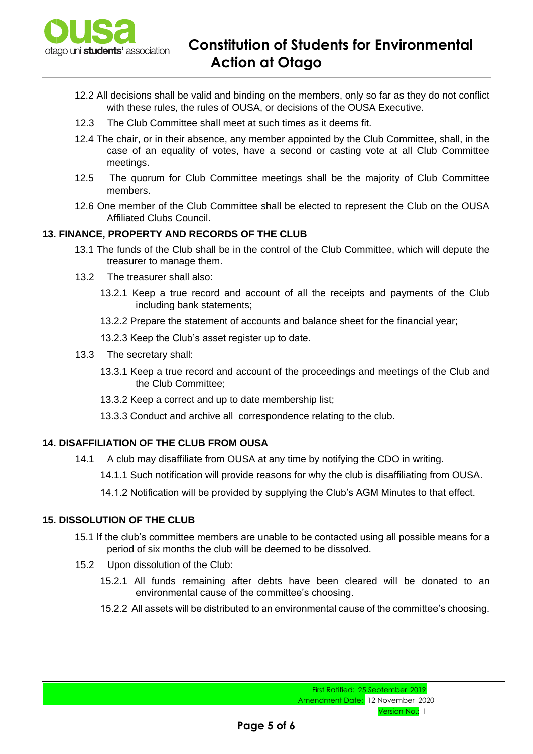12.2 All decisions shall be valid and binding on the members, only so far as they do not conflict with these rules, the rules of OUSA, or decisions of the OUSA Executive.

12.3 The Club Committee shall meet at such times as it deems fit.

12.4 The chair, or in their absence, any member appointed by the Club Committee, shall, in the case of an equality of votes, have a second or casting vote at all Club Committee meetings.

12.5 The quorum for Club Committee meetings shall be the majority of Club Committee members.

12.6 One member of the Club Committee shall be elected to represent the Club on the OUSA Affiliated Clubs Council.

## 13. FINANCE, PROPERTY AND RECORDS OF THE CLUB

13.1 The funds of the Club shall be in the control of the Club Committee, which will depute the treasurer to manage them.

13.2 The treasurer shall also:

13.2.1 Keep a true record and account of all the receipts and payments of the Club including bank statements;

13.2.2 Prepare the statement of accounts and balance sheet for the financial year;

13.2.3 Keep the Club's asset register up to date.

13.3 The secretary shall:

13.3.1 Keep a true record and account of the proceedings and meetings of the Club and the Club Committee;

13.3.2 Keep a correct and up to date membership list;

13.3.3 Conduct and archive all correspondence relating to the club.

## 14. DISAFFILIATION OF THE CLUB FROM OUSA

14.1 A club may disaffiliate from OUSA at any time by notifying the CDO in writing.

14.1.1 Such notification will provide reasons for why the club is disaffiliating from OUSA.

14.1.2 Notification will be provided by supplying the Club's AGM Minutes to that effect.

## 15. DISSOLUTION OF THE CLUB

15.1 If the club's committee members are unable to be contacted using all possible means for a period of six months the club will be deemed to be dissolved.

15.2 Upon dissolution of the Club:

15.2.1 All funds remaining after debts have been cleared will be donated to an environmental cause of the committee's choosing.

15.2.2 All assets will be distributed to an environmental cause of the committee's choosing.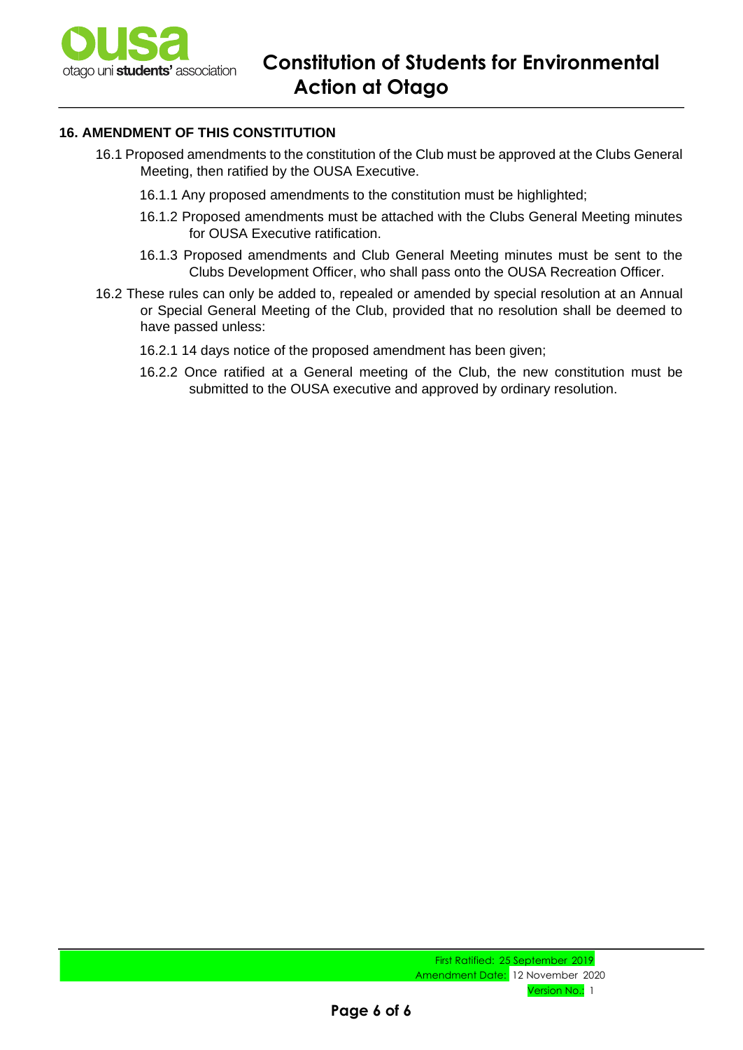## 16. AMENDMENT OF THIS CONSTITUTION

16.1 Proposed amendments to the constitution of the Club must be approved at the Clubs General Meeting, then ratified by the OUSA Executive.

16.1.1 Any proposed amendments to the constitution must be highlighted;

16.1.2 Proposed amendments must be attached with the Clubs General Meeting minutes for OUSA Executive ratification.

16.1.3 Proposed amendments and Club General Meeting minutes must be sent to the Clubs Development Officer, who shall pass onto the OUSA Recreation Officer.

16.2 These rules can only be added to, repealed or amended by special resolution at an Annual or Special General Meeting of the Club, provided that no resolution shall be deemed to have passed unless:

16.2.1 14 days notice of the proposed amendment has been given;

16.2.2 Once ratified at a General meeting of the Club, the new constitution must be submitted to the OUSA executive and approved by ordinary resolution.

First Ratified: 25 September 2019
Amendment Date: 12 November 2020
Version No.: 1